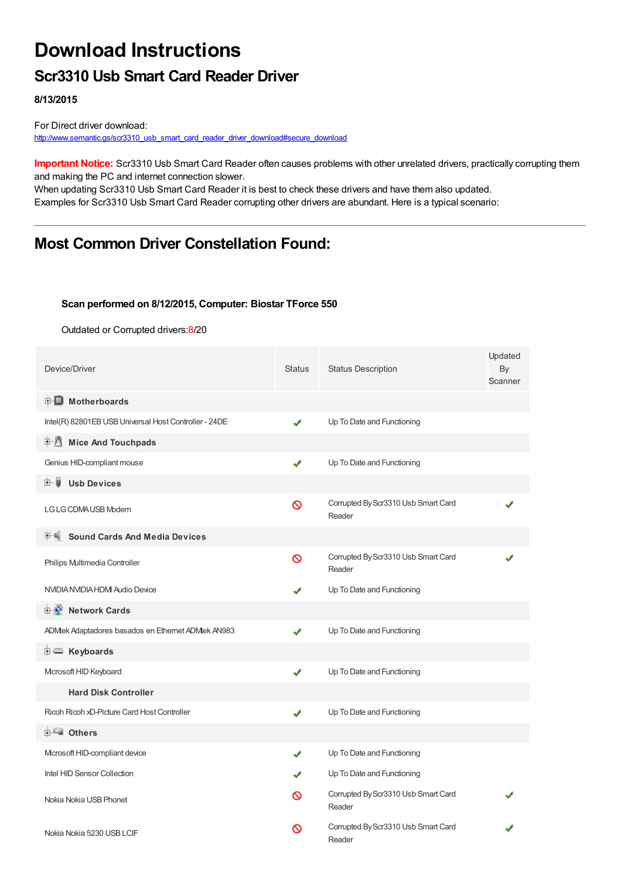# Download Instructions

## Scr3310 Usb Smart Card Reader Driver

**8/13/2015**

For Direct driver download:
http://www.semantic.gs/scr3310_usb_smart_card_reader_driver_download#secure_download

**Important Notice:** Scr3310 Usb Smart Card Reader often causes problems with other unrelated drivers, practically corrupting them and making the PC and internet connection slower.
When updating Scr3310 Usb Smart Card Reader it is best to check these drivers and have them also updated.
Examples for Scr3310 Usb Smart Card Reader corrupting other drivers are abundant. Here is a typical scenario:

---

## Most Common Driver Constellation Found:

**Scan performed on 8/12/2015, Computer: Biostar TForce 550**

Outdated or Corrupted drivers:8/20

| Device/Driver | Status | Status Description | Updated By Scanner |
|---|---|---|---|
| **Motherboards** | | | |
| Intel(R) 82801EB USB Universal Host Controller - 24DE | ✔ | Up To Date and Functioning | |
| **Mice And Touchpads** | | | |
| Genius HID-compliant mouse | ✔ | Up To Date and Functioning | |
| **Usb Devices** | | | |
| LG LG CDMA USB Modem | 🚫 | Corrupted By Scr3310 Usb Smart Card Reader | ✔ |
| **Sound Cards And Media Devices** | | | |
| Philips Multimedia Controller | 🚫 | Corrupted By Scr3310 Usb Smart Card Reader | ✔ |
| NVIDIA NVIDIA HDMI Audio Device | ✔ | Up To Date and Functioning | |
| **Network Cards** | | | |
| ADMtek Adaptadores basados en Ethernet ADMtek AN983 | ✔ | Up To Date and Functioning | |
| **Keyboards** | | | |
| Microsoft HID Keyboard | ✔ | Up To Date and Functioning | |
| **Hard Disk Controller** | | | |
| Ricoh Ricoh xD-Picture Card Host Controller | ✔ | Up To Date and Functioning | |
| **Others** | | | |
| Microsoft HID-compliant device | ✔ | Up To Date and Functioning | |
| Intel HID Sensor Collection | ✔ | Up To Date and Functioning | |
| Nokia Nokia USB Phonet | 🚫 | Corrupted By Scr3310 Usb Smart Card Reader | ✔ |
| Nokia Nokia 5230 USB LCIF | 🚫 | Corrupted By Scr3310 Usb Smart Card Reader | ✔ |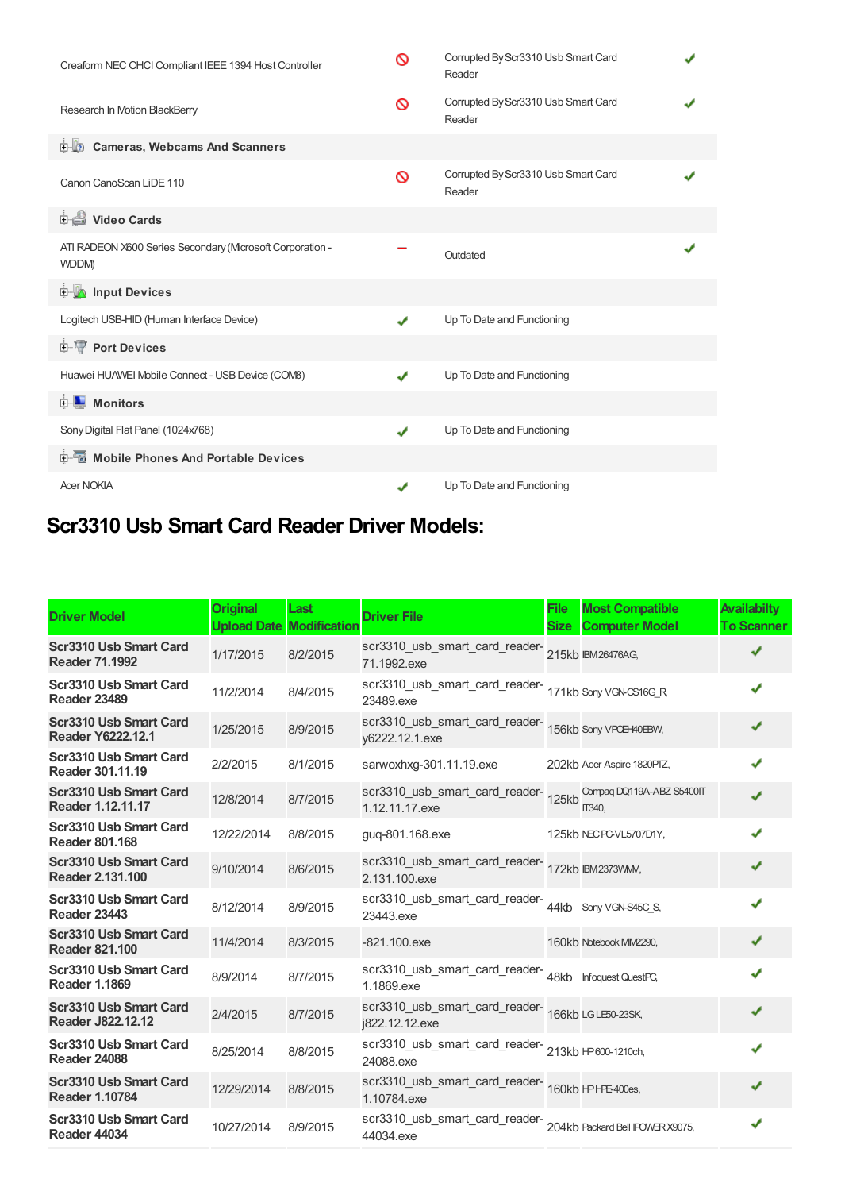| | | | |
|---|---|---|---|
| Creaform NEC OHCI Compliant IEEE 1394 Host Controller | 🚫 | Corrupted By Scr3310 Usb Smart Card Reader | ✔ |
| Research In Motion BlackBerry | 🚫 | Corrupted By Scr3310 Usb Smart Card Reader | ✔ |
| **Cameras, Webcams And Scanners** | | | |
| Canon CanoScan LiDE 110 | 🚫 | Corrupted By Scr3310 Usb Smart Card Reader | ✔ |
| **Video Cards** | | | |
| ATI RADEON X600 Series Secondary (Microsoft Corporation - WDDM) | − | Outdated | ✔ |
| **Input Devices** | | | |
| Logitech USB-HID (Human Interface Device) | ✔ | Up To Date and Functioning | |
| **Port Devices** | | | |
| Huawei HUAWEI Mobile Connect - USB Device (COM8) | ✔ | Up To Date and Functioning | |
| **Monitors** | | | |
| Sony Digital Flat Panel (1024x768) | ✔ | Up To Date and Functioning | |
| **Mobile Phones And Portable Devices** | | | |
| Acer NOKIA | ✔ | Up To Date and Functioning | |

## Scr3310 Usb Smart Card Reader Driver Models:

| Driver Model | Original Upload Date | Last Modification | Driver File | File Size | Most Compatible Computer Model | Availabilty To Scanner |
|---|---|---|---|---|---|---|
| **Scr3310 Usb Smart Card Reader 71.1992** | 1/17/2015 | 8/2/2015 | scr3310_usb_smart_card_reader-71.1992.exe | 215kb | IBM 26476AG, | ✔ |
| **Scr3310 Usb Smart Card Reader 23489** | 11/2/2014 | 8/4/2015 | scr3310_usb_smart_card_reader-23489.exe | 171kb | Sony VGN-CS16G_R, | ✔ |
| **Scr3310 Usb Smart Card Reader Y6222.12.1** | 1/25/2015 | 8/9/2015 | scr3310_usb_smart_card_reader-y6222.12.1.exe | 156kb | Sony VPCEH40EBW, | ✔ |
| **Scr3310 Usb Smart Card Reader 301.11.19** | 2/2/2015 | 8/1/2015 | sarwoxhxg-301.11.19.exe | 202kb | Acer Aspire 1820PTZ, | ✔ |
| **Scr3310 Usb Smart Card Reader 1.12.11.17** | 12/8/2014 | 8/7/2015 | scr3310_usb_smart_card_reader-1.12.11.17.exe | 125kb | Compaq DQ119A-ABZ S5400IT IT340, | ✔ |
| **Scr3310 Usb Smart Card Reader 801.168** | 12/22/2014 | 8/8/2015 | guq-801.168.exe | 125kb | NEC PC-VL5707D1Y, | ✔ |
| **Scr3310 Usb Smart Card Reader 2.131.100** | 9/10/2014 | 8/6/2015 | scr3310_usb_smart_card_reader-2.131.100.exe | 172kb | IBM 2373WMV, | ✔ |
| **Scr3310 Usb Smart Card Reader 23443** | 8/12/2014 | 8/9/2015 | scr3310_usb_smart_card_reader-23443.exe | 44kb | Sony VGN-S45C_S, | ✔ |
| **Scr3310 Usb Smart Card Reader 821.100** | 11/4/2014 | 8/3/2015 | -821.100.exe | 160kb | Notebook MIM2290, | ✔ |
| **Scr3310 Usb Smart Card Reader 1.1869** | 8/9/2014 | 8/7/2015 | scr3310_usb_smart_card_reader-1.1869.exe | 48kb | Infoquest QuestPC, | ✔ |
| **Scr3310 Usb Smart Card Reader J822.12.12** | 2/4/2015 | 8/7/2015 | scr3310_usb_smart_card_reader-j822.12.12.exe | 166kb | LG LE50-23SK, | ✔ |
| **Scr3310 Usb Smart Card Reader 24088** | 8/25/2014 | 8/8/2015 | scr3310_usb_smart_card_reader-24088.exe | 213kb | HP 600-1210ch, | ✔ |
| **Scr3310 Usb Smart Card Reader 1.10784** | 12/29/2014 | 8/8/2015 | scr3310_usb_smart_card_reader-1.10784.exe | 160kb | HP HPE-400es, | ✔ |
| **Scr3310 Usb Smart Card Reader 44034** | 10/27/2014 | 8/9/2015 | scr3310_usb_smart_card_reader-44034.exe | 204kb | Packard Bell IPOWER X9075, | ✔ |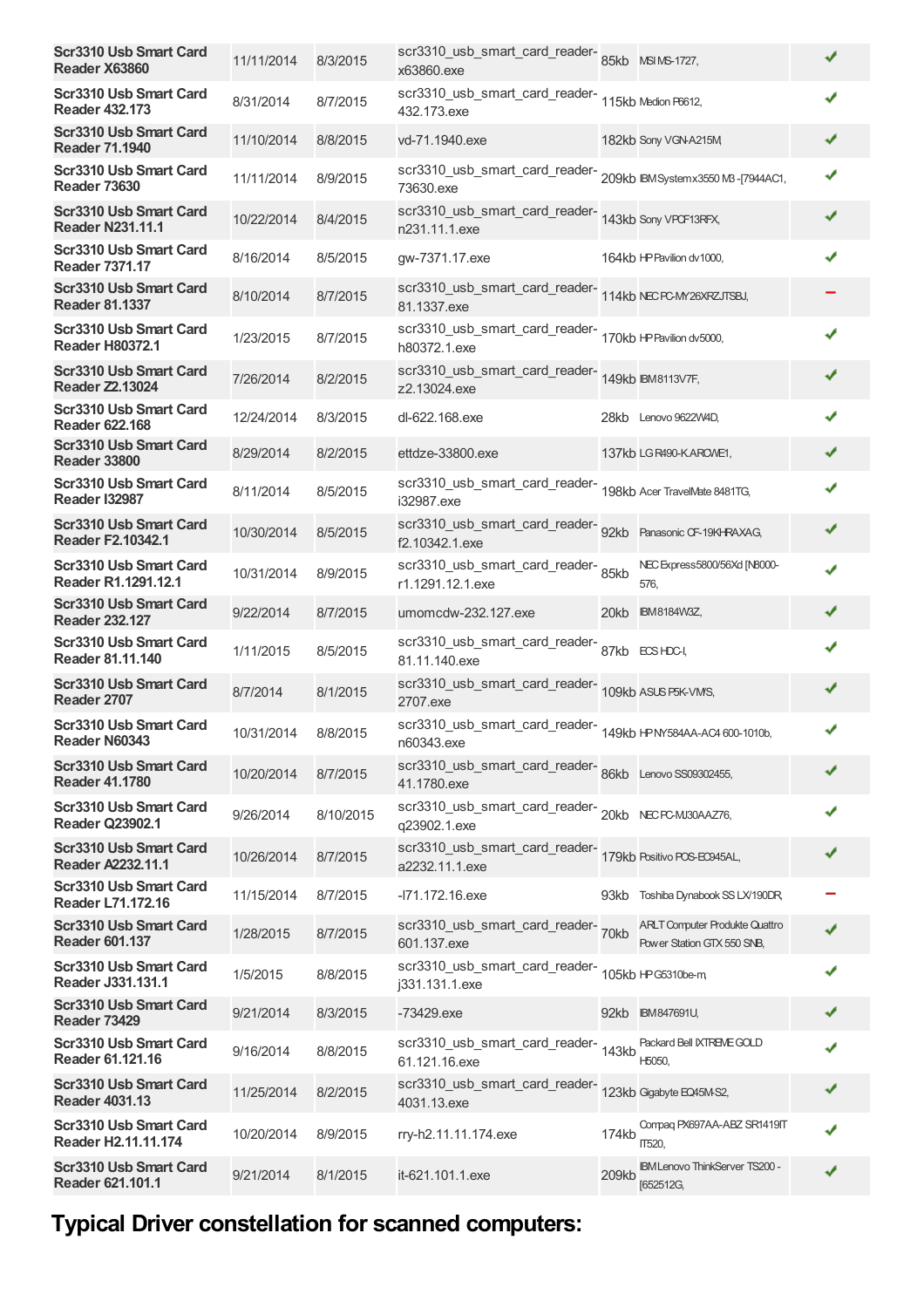| Scr3310 Usb Smart Card Reader X63860 | 11/11/2014 | 8/3/2015 | scr3310_usb_smart_card_reader-x63860.exe | 85kb | MSI MS-1727, | ✔ |
|---|---|---|---|---|---|---|
| Scr3310 Usb Smart Card Reader 432.173 | 8/31/2014 | 8/7/2015 | scr3310_usb_smart_card_reader-432.173.exe | 115kb | Medion P6612, | ✔ |
| Scr3310 Usb Smart Card Reader 71.1940 | 11/10/2014 | 8/8/2015 | vd-71.1940.exe | 182kb | Sony VGN-A215M, | ✔ |
| Scr3310 Usb Smart Card Reader 73630 | 11/11/2014 | 8/9/2015 | scr3310_usb_smart_card_reader-73630.exe | 209kb | IBM System x3550 M3 -[7944AC1, | ✔ |
| Scr3310 Usb Smart Card Reader N231.11.1 | 10/22/2014 | 8/4/2015 | scr3310_usb_smart_card_reader-n231.11.1.exe | 143kb | Sony VPCF13RFX, | ✔ |
| Scr3310 Usb Smart Card Reader 7371.17 | 8/16/2014 | 8/5/2015 | gw-7371.17.exe | 164kb | HP Pavilion dv1000, | ✔ |
| Scr3310 Usb Smart Card Reader 81.1337 | 8/10/2014 | 8/7/2015 | scr3310_usb_smart_card_reader-81.1337.exe | 114kb | NEC PC-MY26XRZJTSBJ, | − |
| Scr3310 Usb Smart Card Reader H80372.1 | 1/23/2015 | 8/7/2015 | scr3310_usb_smart_card_reader-h80372.1.exe | 170kb | HP Pavilion dv5000, | ✔ |
| Scr3310 Usb Smart Card Reader Z2.13024 | 7/26/2014 | 8/2/2015 | scr3310_usb_smart_card_reader-z2.13024.exe | 149kb | IBM8113V7F, | ✔ |
| Scr3310 Usb Smart Card Reader 622.168 | 12/24/2014 | 8/3/2015 | dl-622.168.exe | 28kb | Lenovo 9622W4D, | ✔ |
| Scr3310 Usb Smart Card Reader 33800 | 8/29/2014 | 8/2/2015 | ettdze-33800.exe | 137kb | LG R490-K.ARCWE1, | ✔ |
| Scr3310 Usb Smart Card Reader I32987 | 8/11/2014 | 8/5/2015 | scr3310_usb_smart_card_reader-i32987.exe | 198kb | Acer TravelMate 8481TG, | ✔ |
| Scr3310 Usb Smart Card Reader F2.10342.1 | 10/30/2014 | 8/5/2015 | scr3310_usb_smart_card_reader-f2.10342.1.exe | 92kb | Panasonic CF-19KHRAXAG, | ✔ |
| Scr3310 Usb Smart Card Reader R1.1291.12.1 | 10/31/2014 | 8/9/2015 | scr3310_usb_smart_card_reader-r1.1291.12.1.exe | 85kb | NEC Express5800/56Xd [N8000-576, | ✔ |
| Scr3310 Usb Smart Card Reader 232.127 | 9/22/2014 | 8/7/2015 | umomcdw-232.127.exe | 20kb | IBM8184W3Z, | ✔ |
| Scr3310 Usb Smart Card Reader 81.11.140 | 1/11/2015 | 8/5/2015 | scr3310_usb_smart_card_reader-81.11.140.exe | 87kb | ECS HDC-I, | ✔ |
| Scr3310 Usb Smart Card Reader 2707 | 8/7/2014 | 8/1/2015 | scr3310_usb_smart_card_reader-2707.exe | 109kb | ASUS P5K-VM/S, | ✔ |
| Scr3310 Usb Smart Card Reader N60343 | 10/31/2014 | 8/8/2015 | scr3310_usb_smart_card_reader-n60343.exe | 149kb | HP NY584AA-AC4 600-1010b, | ✔ |
| Scr3310 Usb Smart Card Reader 41.1780 | 10/20/2014 | 8/7/2015 | scr3310_usb_smart_card_reader-41.1780.exe | 86kb | Lenovo SS09302455, | ✔ |
| Scr3310 Usb Smart Card Reader Q23902.1 | 9/26/2014 | 8/10/2015 | scr3310_usb_smart_card_reader-q23902.1.exe | 20kb | NEC PC-MJ30AAZ76, | ✔ |
| Scr3310 Usb Smart Card Reader A2232.11.1 | 10/26/2014 | 8/7/2015 | scr3310_usb_smart_card_reader-a2232.11.1.exe | 179kb | Positivo POS-EC945AL, | ✔ |
| Scr3310 Usb Smart Card Reader L71.172.16 | 11/15/2014 | 8/7/2015 | -l71.172.16.exe | 93kb | Toshiba Dynabook SS LX/190DR, | − |
| Scr3310 Usb Smart Card Reader 601.137 | 1/28/2015 | 8/7/2015 | scr3310_usb_smart_card_reader-601.137.exe | 70kb | ARLT Computer Produkte Quattro Power Station GTX 550 SNB, | ✔ |
| Scr3310 Usb Smart Card Reader J331.131.1 | 1/5/2015 | 8/8/2015 | scr3310_usb_smart_card_reader-j331.131.1.exe | 105kb | HP G5310be-m, | ✔ |
| Scr3310 Usb Smart Card Reader 73429 | 9/21/2014 | 8/3/2015 | -73429.exe | 92kb | IBM847691U, | ✔ |
| Scr3310 Usb Smart Card Reader 61.121.16 | 9/16/2014 | 8/8/2015 | scr3310_usb_smart_card_reader-61.121.16.exe | 143kb | Packard Bell IXTREME GOLD H5050, | ✔ |
| Scr3310 Usb Smart Card Reader 4031.13 | 11/25/2014 | 8/2/2015 | scr3310_usb_smart_card_reader-4031.13.exe | 123kb | Gigabyte EQ45M-S2, | ✔ |
| Scr3310 Usb Smart Card Reader H2.11.11.174 | 10/20/2014 | 8/9/2015 | rry-h2.11.11.174.exe | 174kb | Compaq PX697AA-ABZ SR1419IT IT520, | ✔ |
| Scr3310 Usb Smart Card Reader 621.101.1 | 9/21/2014 | 8/1/2015 | it-621.101.1.exe | 209kb | IBM Lenovo ThinkServer TS200 - [652512G, | ✔ |

## Typical Driver constellation for scanned computers: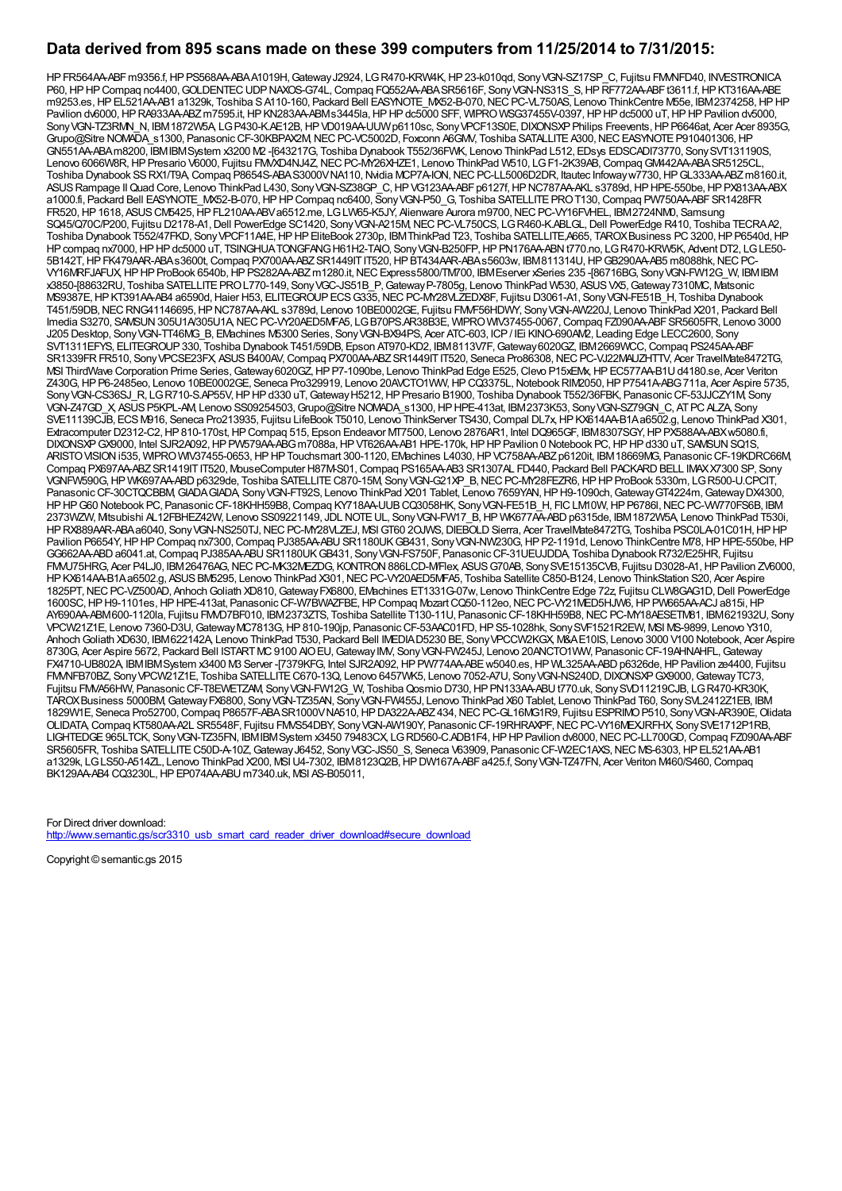## Data derived from 895 scans made on these 399 computers from 11/25/2014 to 7/31/2015:

HP FR564AA-ABF m9356.f, HP PS568AA-ABA A1019H, Gateway J2924, LG R470-KRW4K, HP 23-k010qd, Sony VGN-SZ17SP_C, Fujitsu FMVNFD40, INVESTRONICA P60, HP HP Compaq nc4400, GOLDENTEC UDP NAXOS-G74L, Compaq FQ552AA-ABA SR5616F, Sony VGN-NS31S_S, HP RF772AA-ABF t3611.f, HP KT316AA-ABE m9253.es, HP EL521AA-AB1 a1329k, Toshiba S A110-160, Packard Bell EASYNOTE_MX52-B-070, NEC PC-VL750AS, Lenovo ThinkCentre M55e, IBM 2374258, HP HP Pavilion dv6000, HP RA933AA-ABZ m7595.it, HP KN283AA-ABM s3445la, HP HP dc5000 SFF, WIPRO WSG37455V-0397, HP HP dc5000 uT, HP HP Pavilion dv5000, Sony VGN-TZ3RMN_N, IBM 1872W5A, LG P430-K.AE12B, HP VD019AA-UUW p6110sc, Sony VPCF13S0E, DIXONSXP Philips Freevents, HP P6646at, Acer Acer 8935G, Grupo@Sitre NOMADA_s1300, Panasonic CF-30KBPAX2M, NEC PC-VC5002D, Foxconn A6GMV, Toshiba SATALLITE A300, NEC EASYNOTE P910401306, HP GN551AA-ABA m8200, IBM IBM System x3200 M2 -[643217G, Toshiba Dynabook T552/36FWK, Lenovo ThinkPad L512, EDsys EDSCADI73770, Sony SVT131190S, Lenovo 6066W8R, HP Presario V6000, Fujitsu FMVXD4NJ4Z, NEC PC-MY26XHZE1, Lenovo ThinkPad W510, LG F1-2K39AB, Compaq GM442AA-ABA SR5125CL, Toshiba Dynabook SS RX1/T9A, Compaq P8654S-ABA S3000V NA110, Nvidia MCP7A-ION, NEC PC-LL5006D2DR, Itautec Infoway w7730, HP GL333AA-ABZ m8160.it, ASUS Rampage II Quad Core, Lenovo ThinkPad L430, Sony VGN-SZ38GP_C, HP VG123AA-ABF p6127f, HP NC787AA-AKL s3789d, HP HPE-550be, HP PX813AA-ABX a1000.fi, Packard Bell EASYNOTE_MX52-B-070, HP HP Compaq nc6400, Sony VGN-P50_G, Toshiba SATELLITE PRO T130, Compaq PW750AA-ABF SR1428FR FR520, HP 1618, ASUS CM5425, HP FL210AA-ABV a6512.me, LG LW65-K5JY, Alienware Aurora m9700, NEC PC-VY16FVHEL, IBM 2724NM0, Samsung SQ45/Q70C/P200, Fujitsu D2178-A1, Dell PowerEdge SC1420, Sony VGN-A215M, NEC PC-VL750CS, LG R460-K.ABLGL, Dell PowerEdge R410, Toshiba TECRA A2, Toshiba Dynabook T552/47FKD, Sony VPCF11A4E, HP HP EliteBook 2730p, IBM ThinkPad T23, Toshiba SATELLITE A665, TAROX Business PC 3200, HP P6540d, HP HP compaq nx7000, HP HP dc5000 uT, TSINGHUA TONGFANG H61H2-TAIO, Sony VGN-B250FP, HP PN176AA-ABN t770.no, LG R470-KRW5K, Advent DT2, LG LE50-5B142T, HP FK479AAR-ABA s3600t, Compaq PX700AA-ABZ SR1449IT IT520, HP BT434AAR-ABA s5603w, IBM 811314U, HP GB290AA-AB5 m8088hk, NEC PC-VY16MRFJAFUX, HP HP ProBook 6540b, HP PS282AA-ABZ m1280.it, NEC Express5800/TM700, IBM Eserver xSeries 235 -[86716BG, Sony VGN-FW12G_W, IBM IBM x3850-[88632RU, Toshiba SATELLITE PRO L770-149, Sony VGC-JS51B_P, Gateway P-7805g, Lenovo ThinkPad W530, ASUS VX5, Gateway 7310MC, Matsonic MS9387E, HP KT391AA-AB4 a6590d, Haier H53, ELITEGROUP ECS G335, NEC PC-MY28VLZEDX8F, Fujitsu D3061-A1, Sony VGN-FE51B_H, Toshiba Dynabook T451/59DB, NEC RNG41146695, HP NC787AA-AKL s3789d, Lenovo 10BE0002GE, Fujitsu FMVF56HDWY, Sony VGN-AW220J, Lenovo ThinkPad X201, Packard Bell Imedia S3270, SAMSUN 305U1A/305U1A, NEC PC-VY20AED5MFA5, LG B70PS.AR38B3E, WIPRO WIV37455-0067, Compaq FZ090AA-ABF SR5605FR, Lenovo 3000 J205 Desktop, Sony VGN-TT46MG_B, EMachines M5300 Series, Sony VGN-BX94PS, Acer ATC-603, ICP / IEi KINO-690AM2, Leading Edge LECC2600, Sony SVT1311EFYS, ELITEGROUP 330, Toshiba Dynabook T451/59DB, Epson AT970-KD2, IBM 8113V7F, Gateway 6020GZ, IBM 2669WCC, Compaq PS245AA-ABF SR1339FR FR510, Sony VPCSE23FX, ASUS B400AV, Compaq PX700AA-ABZ SR1449IT IT520, Seneca Pro86308, NEC PC-VJ22MAUZHTTV, Acer TravelMate8472TG, MSI ThirdWave Corporation Prime Series, Gateway 6020GZ, HP P7-1090be, Lenovo ThinkPad Edge E525, Clevo P15xEMx, HP EC577AA-B1U d4180.se, Acer Veriton Z430G, HP P6-2485eo, Lenovo 10BE0002GE, Seneca Pro329919, Lenovo 20AVCTO1WW, HP CQ3375L, Notebook RIM2050, HP P7541A-ABG 711a, Acer Aspire 5735, Sony VGN-CS36SJ_R, LG R710-S.AP55V, HP HP d330 uT, Gateway H5212, HP Presario B1900, Toshiba Dynabook T552/36FBK, Panasonic CF-53JJCZY1M, Sony VGN-Z47GD_X, ASUS P5KPL-AM, Lenovo SS09254503, Grupo@Sitre NOMADA_s1300, HP HPE-413at, IBM 2373K53, Sony VGN-SZ79GN_C, AT PC ALZA, Sony SVE11139CJB, ECS M916, Seneca Pro213935, Fujitsu LifeBook T5010, Lenovo ThinkServer TS430, Compal DL7x, HP KX614AA-B1A a6502.g, Lenovo ThinkPad X301, Extracomputer D2312-C2, HP 810-170st, HP Compaq 515, Epson Endeavor MT7500, Lenovo 2876AR1, Intel DQ965GF, IBM 8307SGY, HP PX588AA-ABX w5080.fi, DIXONSXP GX9000, Intel SJR2A092, HP PW579AA-ABG m7088a, HP VT626AA-AB1 HPE-170k, HP HP Pavilion 0 Notebook PC, HP HP d330 uT, SAMSUN SQ1S, ARISTO VISION i535, WIPRO WIV37455-0653, HP HP Touchsmart 300-1120, EMachines L4030, HP VC758AA-ABZ p6120it, IBM 18669MG, Panasonic CF-19KDRC66M, Compaq PX697AA-ABZ SR1419IT IT520, MouseComputer H87M-S01, Compaq PS165AA-AB3 SR1307AL FD440, Packard Bell PACKARD BELL IMAX X7300 SP, Sony VGNFW590G, HP WK697AA-ABD p6329de, Toshiba SATELLITE C870-15M, Sony VGN-G21XP_B, NEC PC-MY28FEZR6, HP HP ProBook 5330m, LG R500-U.CPCIT, Panasonic CF-30CTQCBBM, GIADA GIADA, Sony VGN-FT92S, Lenovo ThinkPad X201 Tablet, Lenovo 7659YAN, HP H9-1090ch, Gateway GT4224m, Gateway DX4300, HP HP G60 Notebook PC, Panasonic CF-18KHH59B8, Compaq KY718AA-UUB CQ3058HK, Sony VGN-FE51B_H, FIC LM10W, HP P6786l, NEC PC-VW770FS6B, IBM 2373WZW, Mitsubishi AL12FBHEZ42W, Lenovo SS09221149, JDL NOTE UL, Sony VGN-FW17_B, HP WK677AA-ABD p6315de, IBM 1872W5A, Lenovo ThinkPad T530i, HP RX889AAR-ABA a6040, Sony VGN-NS250TJ, NEC PC-MY28VLZEJ, MSI GT60 2OJWS, DIEBOLD Sierra, Acer TravelMate8472TG, Toshiba PSC0LA-01C01H, HP HP Pavilion P6654Y, HP HP Compaq nx7300, Compaq PJ385AA-ABU SR1180UK GB431, Sony VGN-NW230G, HP P2-1191d, Lenovo ThinkCentre M78, HP HPE-550be, HP GG662AA-ABD a6041.at, Compaq PJ385AA-ABU SR1180UK GB431, Sony VGN-FS750F, Panasonic CF-31UEUJDDA, Toshiba Dynabook R732/E25HR, Fujitsu FMVU75HRG, Acer P4LJ0, IBM 26476AG, NEC PC-MK32MEZDG, KONTRON 886LCD-M/Flex, ASUS G70AB, Sony SVE15135CVB, Fujitsu D3028-A1, HP Pavilion ZV6000, HP KX614AA-B1A a6502.g, ASUS BM5295, Lenovo ThinkPad X301, NEC PC-VY20AED5MFA5, Toshiba Satellite C850-B124, Lenovo ThinkStation S20, Acer Aspire 1825PT, NEC PC-VZ500AD, Anhoch Goliath XD810, Gateway FX6800, EMachines ET1331G-07w, Lenovo ThinkCentre Edge 72z, Fujitsu CLW8GAG1D, Dell PowerEdge 1600SC, HP H9-1101es, HP HPE-413at, Panasonic CF-W7BWAZFBE, HP Compaq Mozart CQ50-112eo, NEC PC-VY21MED5HJW6, HP PW665AA-ACJ a815i, HP AY690AA-ABM 600-1120la, Fujitsu FMVD7BF010, IBM 2373ZTS, Toshiba Satellite T130-11U, Panasonic CF-18KHH59B8, NEC PC-MY18AESETM81, IBM 621932U, Sony VPCW21Z1E, Lenovo 7360-D3U, Gateway MC7813G, HP 810-190jp, Panasonic CF-53AAC01FD, HP S5-1028hk, Sony SVF1521R2EW, MSI MS-9899, Lenovo Y310, Anhoch Goliath XD630, IBM 622142A, Lenovo ThinkPad T530, Packard Bell IMEDIA D5230 BE, Sony VPCCW2KGX, M&A E10IS, Lenovo 3000 V100 Notebook, Acer Aspire 8730G, Acer Aspire 5672, Packard Bell ISTART MC 9100 AIO EU, Gateway IMV, Sony VGN-FW245J, Lenovo 20ANCTO1WW, Panasonic CF-19AHNAHFL, Gateway FX4710-UB802A, IBM IBM System x3400 M3 Server -[7379KFG, Intel SJR2A092, HP PW774AA-ABE w5040.es, HP WL325AA-ABD p6326de, HP Pavilion ze4400, Fujitsu FMVNFB70BZ, Sony VPCW21Z1E, Toshiba SATELLITE C670-13Q, Lenovo 6457WK5, Lenovo 7052-A7U, Sony VGN-NS240D, DIXONSXP GX9000, Gateway TC73, Fujitsu FMVA56HW, Panasonic CF-T8EWETZAM, Sony VGN-FW12G_W, Toshiba Qosmio D730, HP PN133AA-ABU t770.uk, Sony SVD11219CJB, LG R470-KR30K, TAROX Business 5000BM, Gateway FX6800, Sony VGN-TZ35AN, Sony VGN-FW455J, Lenovo ThinkPad X60 Tablet, Lenovo ThinkPad T60, Sony SVL2412Z1EB, IBM 1829W1E, Seneca Pro52700, Compaq P8657F-ABA SR1000V NA510, HP DA322A-ABZ 434, NEC PC-GL16MG1R9, Fujitsu ESPRIMO P510, Sony VGN-AR390E, Olidata OLIDATA, Compaq KT580AA-A2L SR5548F, Fujitsu FMVS54DBY, Sony VGN-AW190Y, Panasonic CF-19RHRAXPF, NEC PC-VY16MEXJRFHX, Sony SVE1712P1RB, LIGHTEDGE 965LTCK, Sony VGN-TZ35FN, IBM IBM System x3450 79483CX, LG RD560-C.ADB1F4, HP HP Pavilion dv8000, NEC PC-LL700GD, Compaq FZ090AA-ABF SR5605FR, Toshiba SATELLITE C50D-A-10Z, Gateway J6452, Sony VGC-JS50_S, Seneca V63909, Panasonic CF-W2EC1AXS, NEC MS-6303, HP EL521AA-AB1 a1329k, LG LS50-A514ZL, Lenovo ThinkPad X200, MSI U4-7302, IBM 8123Q2B, HP DW167A-ABF a425.f, Sony VGN-TZ47FN, Acer Veriton M460/S460, Compaq BK129AA-AB4 CQ3230L, HP EP074AA-ABU m7340.uk, MSI AS-B05011,

For Direct driver download:
http://www.semantic.gs/scr3310_usb_smart_card_reader_driver_download#secure_download

Copyright © semantic.gs 2015